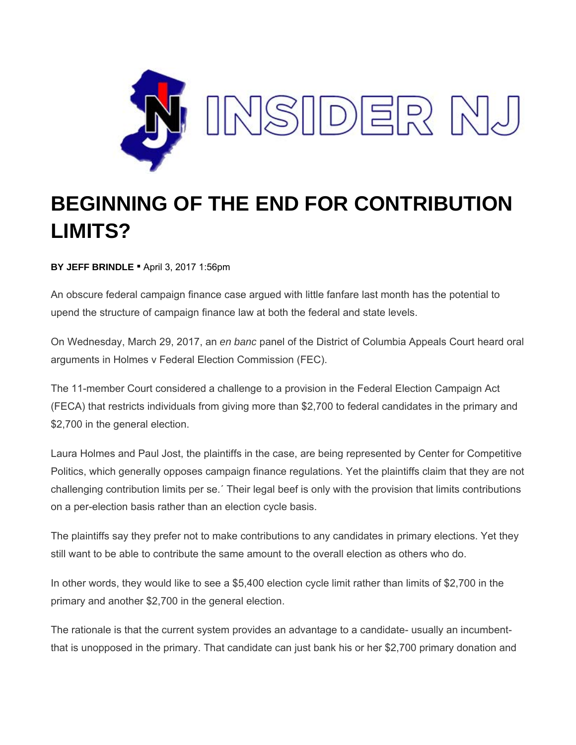INSIDER NJ

# BEGINNING OF THE END FOR CONTRIBUTION LIMITS?

**BY JEFF BRINDLE** ▪ April 3, 2017 1:56pm

An obscure federal campaign finance case argued with little fanfare last month has the potential to upend the structure of campaign finance law at both the federal and state levels.

On Wednesday, March 29, 2017, an *en banc* panel of the District of Columbia Appeals Court heard oral arguments in Holmes v Federal Election Commission (FEC).

The 11-member Court considered a challenge to a provision in the Federal Election Campaign Act (FECA) that restricts individuals from giving more than $2,700 to federal candidates in the primary and $2,700 in the general election.

Laura Holmes and Paul Jost, the plaintiffs in the case, are being represented by Center for Competitive Politics, which generally opposes campaign finance regulations. Yet the plaintiffs claim that they are not challenging contribution limits per se.´ Their legal beef is only with the provision that limits contributions on a per-election basis rather than an election cycle basis.

The plaintiffs say they prefer not to make contributions to any candidates in primary elections. Yet they still want to be able to contribute the same amount to the overall election as others who do.

In other words, they would like to see a $5,400 election cycle limit rather than limits of $2,700 in the primary and another $2,700 in the general election.

The rationale is that the current system provides an advantage to a candidate- usually an incumbent- that is unopposed in the primary. That candidate can just bank his or her $2,700 primary donation and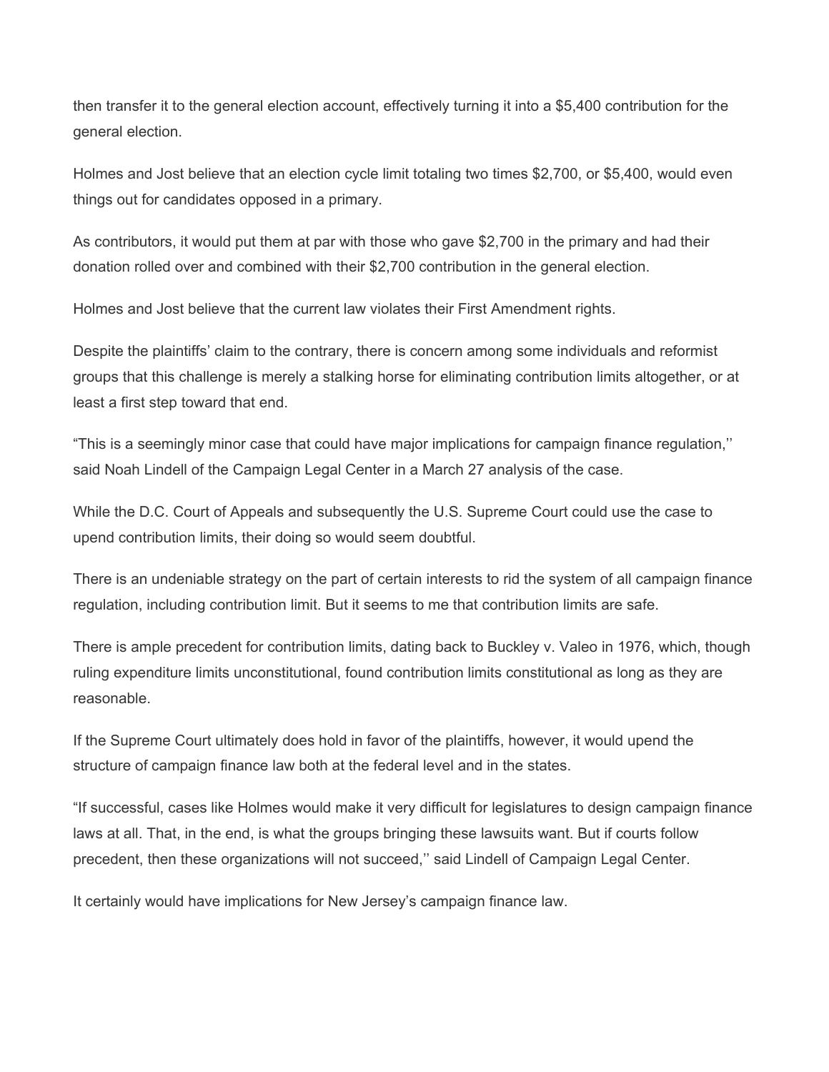then transfer it to the general election account, effectively turning it into a $5,400 contribution for the general election.

Holmes and Jost believe that an election cycle limit totaling two times $2,700, or $5,400, would even things out for candidates opposed in a primary.

As contributors, it would put them at par with those who gave $2,700 in the primary and had their donation rolled over and combined with their $2,700 contribution in the general election.

Holmes and Jost believe that the current law violates their First Amendment rights.

Despite the plaintiffs' claim to the contrary, there is concern among some individuals and reformist groups that this challenge is merely a stalking horse for eliminating contribution limits altogether, or at least a first step toward that end.

"This is a seemingly minor case that could have major implications for campaign finance regulation,'' said Noah Lindell of the Campaign Legal Center in a March 27 analysis of the case.

While the D.C. Court of Appeals and subsequently the U.S. Supreme Court could use the case to upend contribution limits, their doing so would seem doubtful.

There is an undeniable strategy on the part of certain interests to rid the system of all campaign finance regulation, including contribution limit. But it seems to me that contribution limits are safe.

There is ample precedent for contribution limits, dating back to Buckley v. Valeo in 1976, which, though ruling expenditure limits unconstitutional, found contribution limits constitutional as long as they are reasonable.

If the Supreme Court ultimately does hold in favor of the plaintiffs, however, it would upend the structure of campaign finance law both at the federal level and in the states.

"If successful, cases like Holmes would make it very difficult for legislatures to design campaign finance laws at all. That, in the end, is what the groups bringing these lawsuits want. But if courts follow precedent, then these organizations will not succeed,'' said Lindell of Campaign Legal Center.

It certainly would have implications for New Jersey's campaign finance law.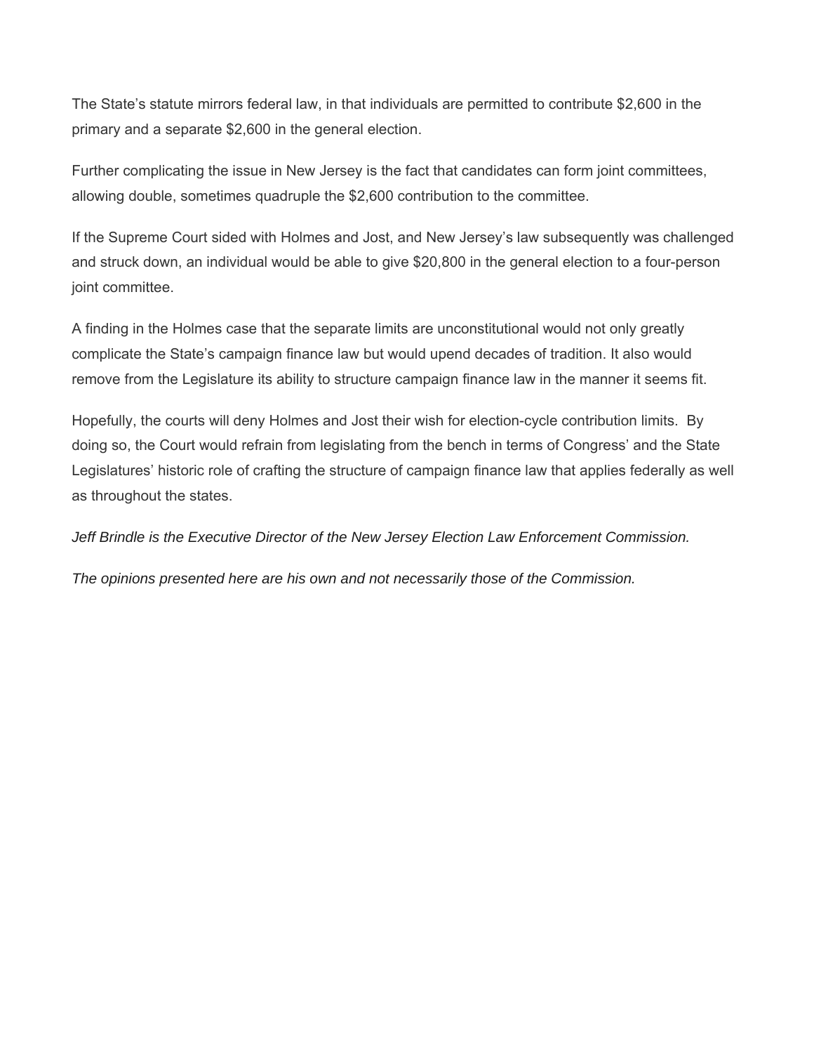The State's statute mirrors federal law, in that individuals are permitted to contribute $2,600 in the primary and a separate $2,600 in the general election.

Further complicating the issue in New Jersey is the fact that candidates can form joint committees, allowing double, sometimes quadruple the $2,600 contribution to the committee.

If the Supreme Court sided with Holmes and Jost, and New Jersey's law subsequently was challenged and struck down, an individual would be able to give $20,800 in the general election to a four-person joint committee.

A finding in the Holmes case that the separate limits are unconstitutional would not only greatly complicate the State's campaign finance law but would upend decades of tradition. It also would remove from the Legislature its ability to structure campaign finance law in the manner it seems fit.

Hopefully, the courts will deny Holmes and Jost their wish for election-cycle contribution limits. By doing so, the Court would refrain from legislating from the bench in terms of Congress' and the State Legislatures' historic role of crafting the structure of campaign finance law that applies federally as well as throughout the states.

*Jeff Brindle is the Executive Director of the New Jersey Election Law Enforcement Commission.*

*The opinions presented here are his own and not necessarily those of the Commission.*